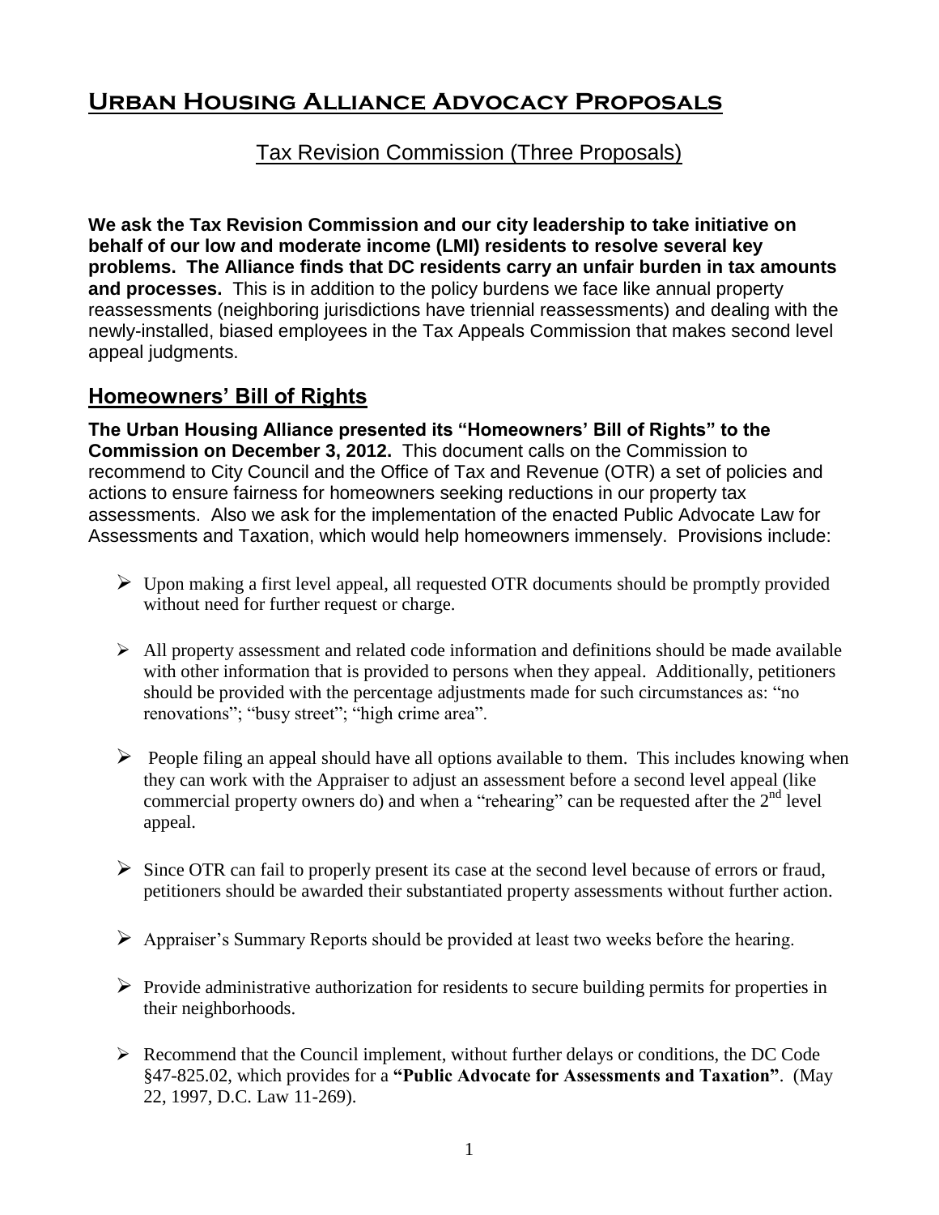# Urban Housing Alliance Advocacy Proposals

## Tax Revision Commission (Three Proposals)

**We ask the Tax Revision Commission and our city leadership to take initiative on behalf of our low and moderate income (LMI) residents to resolve several key problems. The Alliance finds that DC residents carry an unfair burden in tax amounts and processes.** This is in addition to the policy burdens we face like annual property reassessments (neighboring jurisdictions have triennial reassessments) and dealing with the newly-installed, biased employees in the Tax Appeals Commission that makes second level appeal judgments.

## Homeowners' Bill of Rights

**The Urban Housing Alliance presented its "Homeowners' Bill of Rights" to the Commission on December 3, 2012.** This document calls on the Commission to recommend to City Council and the Office of Tax and Revenue (OTR) a set of policies and actions to ensure fairness for homeowners seeking reductions in our property tax assessments. Also we ask for the implementation of the enacted Public Advocate Law for Assessments and Taxation, which would help homeowners immensely. Provisions include:

- Upon making a first level appeal, all requested OTR documents should be promptly provided without need for further request or charge.
- All property assessment and related code information and definitions should be made available with other information that is provided to persons when they appeal. Additionally, petitioners should be provided with the percentage adjustments made for such circumstances as: "no renovations"; "busy street"; "high crime area".
- People filing an appeal should have all options available to them. This includes knowing when they can work with the Appraiser to adjust an assessment before a second level appeal (like commercial property owners do) and when a "rehearing" can be requested after the 2nd level appeal.
- Since OTR can fail to properly present its case at the second level because of errors or fraud, petitioners should be awarded their substantiated property assessments without further action.
- Appraiser's Summary Reports should be provided at least two weeks before the hearing.
- Provide administrative authorization for residents to secure building permits for properties in their neighborhoods.
- Recommend that the Council implement, without further delays or conditions, the DC Code §47-825.02, which provides for a **"Public Advocate for Assessments and Taxation"**. (May 22, 1997, D.C. Law 11-269).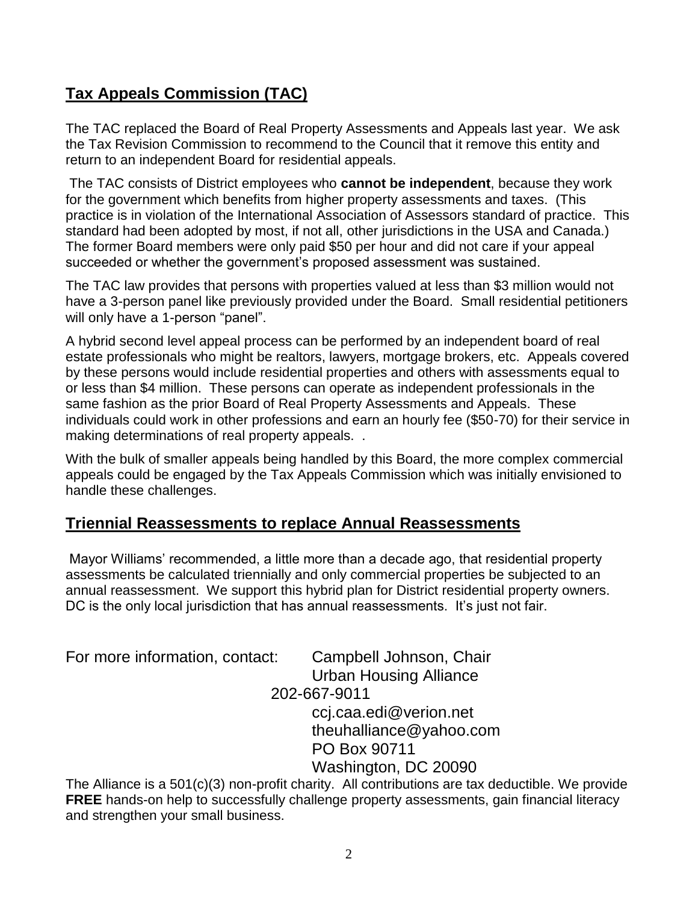## Tax Appeals Commission (TAC)

The TAC replaced the Board of Real Property Assessments and Appeals last year. We ask the Tax Revision Commission to recommend to the Council that it remove this entity and return to an independent Board for residential appeals.

The TAC consists of District employees who **cannot be independent**, because they work for the government which benefits from higher property assessments and taxes. (This practice is in violation of the International Association of Assessors standard of practice. This standard had been adopted by most, if not all, other jurisdictions in the USA and Canada.) The former Board members were only paid $50 per hour and did not care if your appeal succeeded or whether the government's proposed assessment was sustained.

The TAC law provides that persons with properties valued at less than $3 million would not have a 3-person panel like previously provided under the Board. Small residential petitioners will only have a 1-person "panel".

A hybrid second level appeal process can be performed by an independent board of real estate professionals who might be realtors, lawyers, mortgage brokers, etc. Appeals covered by these persons would include residential properties and others with assessments equal to or less than $4 million. These persons can operate as independent professionals in the same fashion as the prior Board of Real Property Assessments and Appeals. These individuals could work in other professions and earn an hourly fee ($50-70) for their service in making determinations of real property appeals. .

With the bulk of smaller appeals being handled by this Board, the more complex commercial appeals could be engaged by the Tax Appeals Commission which was initially envisioned to handle these challenges.

## Triennial Reassessments to replace Annual Reassessments

Mayor Williams' recommended, a little more than a decade ago, that residential property assessments be calculated triennially and only commercial properties be subjected to an annual reassessment. We support this hybrid plan for District residential property owners. DC is the only local jurisdiction that has annual reassessments. It's just not fair.

For more information, contact: Campbell Johnson, Chair
Urban Housing Alliance
202-667-9011
ccj.caa.edi@verion.net
theuhalliance@yahoo.com
PO Box 90711
Washington, DC 20090

The Alliance is a 501(c)(3) non-profit charity. All contributions are tax deductible. We provide **FREE** hands-on help to successfully challenge property assessments, gain financial literacy and strengthen your small business.